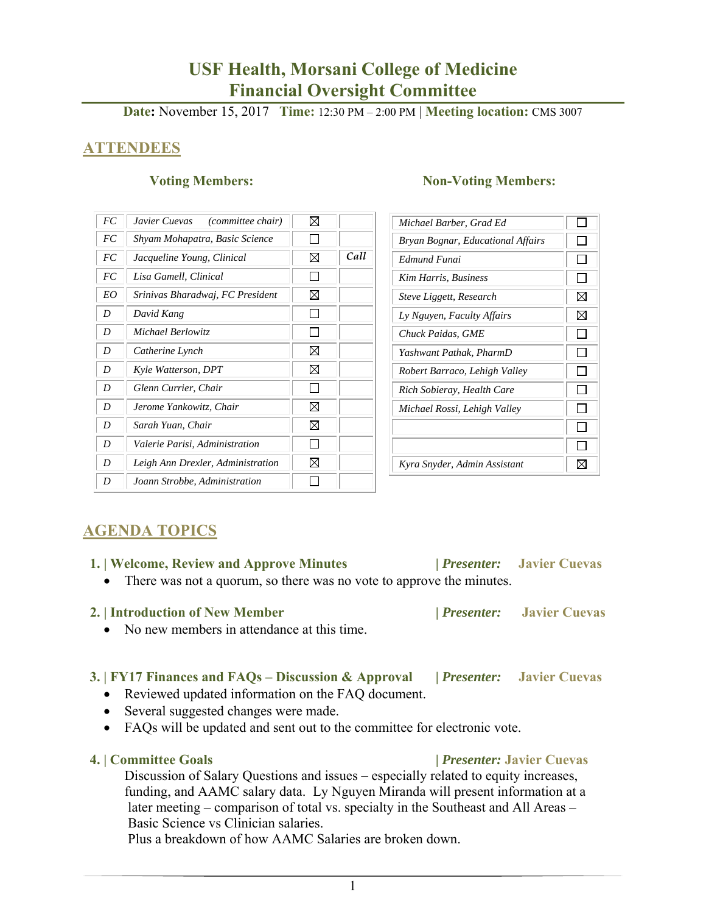# USF Health, Morsani College of Medicine
# Financial Oversight Committee

**Date:** November 15, 2017 **Time:** 12:30 PM – 2:00 PM | **Meeting location:** CMS 3007

## ATTENDEES

### Voting Members:

| | | | |
|---|---|---|---|
| *FC* | *Javier Cuevas (committee chair)* | ☒ | |
| *FC* | *Shyam Mohapatra, Basic Science* | ☐ | |
| *FC* | *Jacqueline Young, Clinical* | ☒ | ***Call*** |
| *FC* | *Lisa Gamell, Clinical* | ☐ | |
| *EO* | *Srinivas Bharadwaj, FC President* | ☒ | |
| *D* | *David Kang* | ☐ | |
| *D* | *Michael Berlowitz* | ☐ | |
| *D* | *Catherine Lynch* | ☒ | |
| *D* | *Kyle Watterson, DPT* | ☒ | |
| *D* | *Glenn Currier, Chair* | ☐ | |
| *D* | *Jerome Yankowitz, Chair* | ☒ | |
| *D* | *Sarah Yuan, Chair* | ☒ | |
| *D* | *Valerie Parisi, Administration* | ☐ | |
| *D* | *Leigh Ann Drexler, Administration* | ☒ | |
| *D* | *Joann Strobbe, Administration* | ☐ | |

### Non-Voting Members:

| | |
|---|---|
| *Michael Barber, Grad Ed* | ☐ |
| *Bryan Bognar, Educational Affairs* | ☐ |
| *Edmund Funai* | ☐ |
| *Kim Harris, Business* | ☐ |
| *Steve Liggett, Research* | ☒ |
| *Ly Nguyen, Faculty Affairs* | ☒ |
| *Chuck Paidas, GME* | ☐ |
| *Yashwant Pathak, PharmD* | ☐ |
| *Robert Barraco, Lehigh Valley* | ☐ |
| *Rich Sobieray, Health Care* | ☐ |
| *Michael Rossi, Lehigh Valley* | ☐ |
| | ☐ |
| | ☐ |
| *Kyra Snyder, Admin Assistant* | ☒ |

## AGENDA TOPICS

### 1. | Welcome, Review and Approve Minutes | *Presenter:* Javier Cuevas

- There was not a quorum, so there was no vote to approve the minutes.

### 2. | Introduction of New Member | *Presenter:* Javier Cuevas

- No new members in attendance at this time.

### 3. | FY17 Finances and FAQs – Discussion & Approval | *Presenter:* Javier Cuevas

- Reviewed updated information on the FAQ document.
- Several suggested changes were made.
- FAQs will be updated and sent out to the committee for electronic vote.

### 4. | Committee Goals | *Presenter:* Javier Cuevas

Discussion of Salary Questions and issues – especially related to equity increases, funding, and AAMC salary data. Ly Nguyen Miranda will present information at a later meeting – comparison of total vs. specialty in the Southeast and All Areas – Basic Science vs Clinician salaries.

Plus a breakdown of how AAMC Salaries are broken down.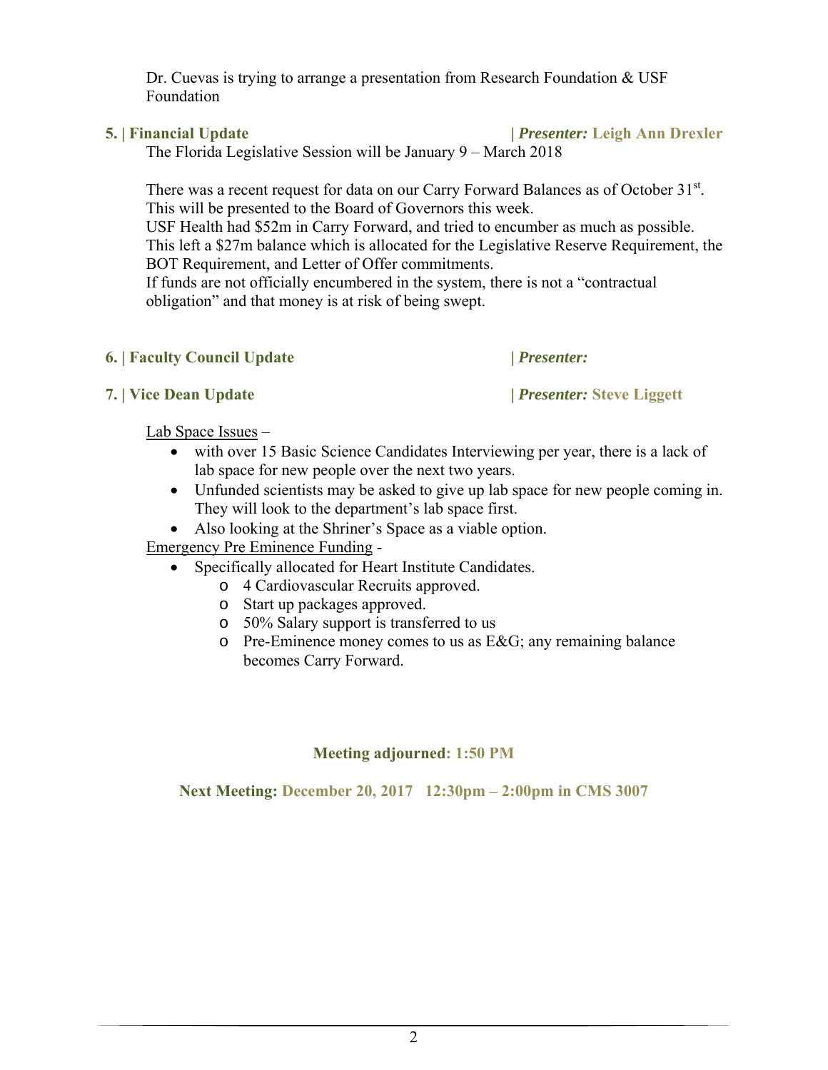Dr. Cuevas is trying to arrange a presentation from Research Foundation & USF Foundation

**5. | Financial Update** **| *Presenter:* Leigh Ann Drexler**

The Florida Legislative Session will be January 9 – March 2018

There was a recent request for data on our Carry Forward Balances as of October 31st.
This will be presented to the Board of Governors this week.
USF Health had $52m in Carry Forward, and tried to encumber as much as possible. This left a $27m balance which is allocated for the Legislative Reserve Requirement, the BOT Requirement, and Letter of Offer commitments.
If funds are not officially encumbered in the system, there is not a "contractual obligation" and that money is at risk of being swept.

**6. | Faculty Council Update** **| *Presenter:***

**7. | Vice Dean Update** **| *Presenter:* Steve Liggett**

Lab Space Issues –

- with over 15 Basic Science Candidates Interviewing per year, there is a lack of lab space for new people over the next two years.
- Unfunded scientists may be asked to give up lab space for new people coming in. They will look to the department's lab space first.
- Also looking at the Shriner's Space as a viable option.

Emergency Pre Eminence Funding -

- Specifically allocated for Heart Institute Candidates.
  - 4 Cardiovascular Recruits approved.
  - Start up packages approved.
  - 50% Salary support is transferred to us
  - Pre-Eminence money comes to us as E&G; any remaining balance becomes Carry Forward.

**Meeting adjourned: 1:50 PM**

**Next Meeting: December 20, 2017 12:30pm – 2:00pm in CMS 3007**